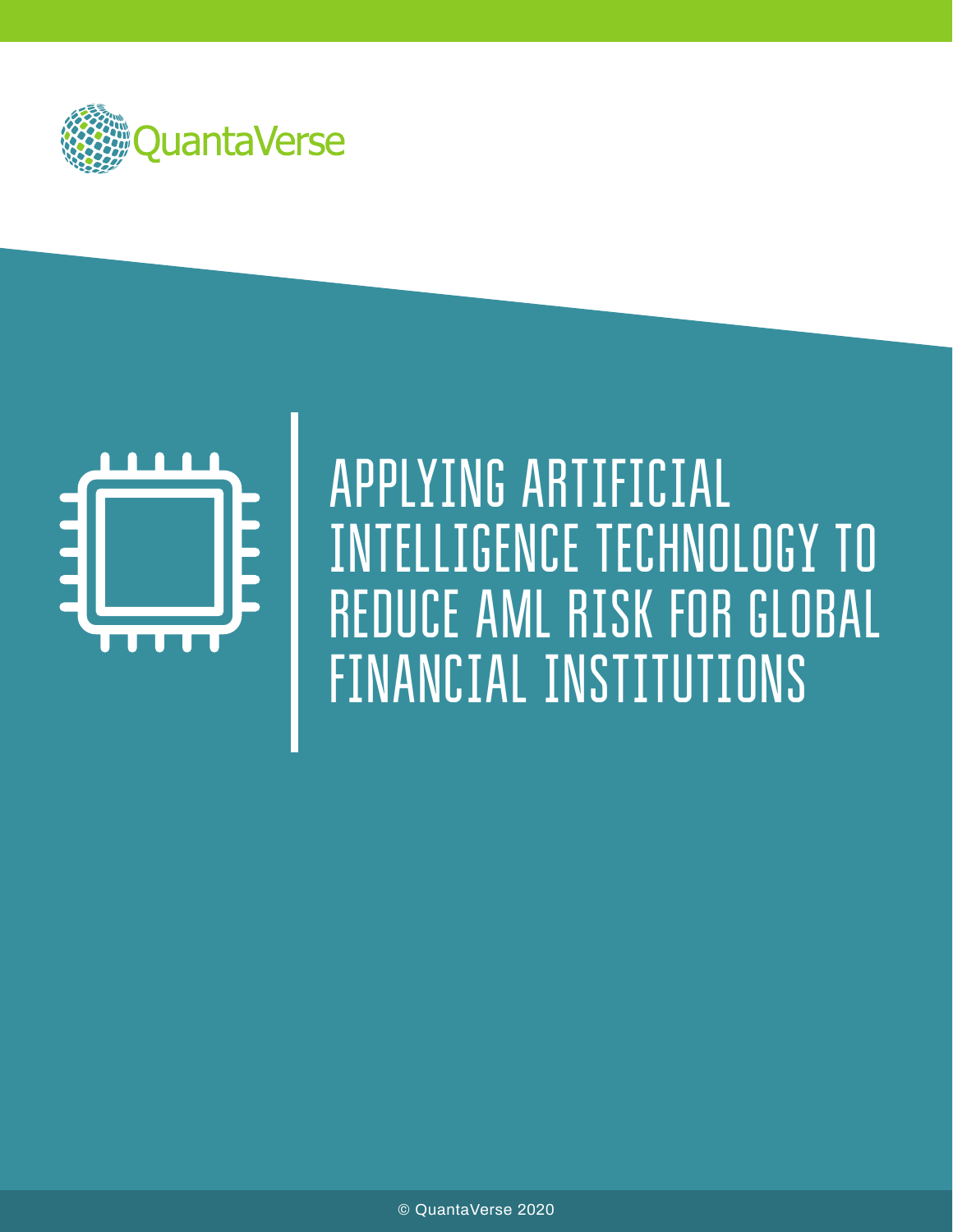QuantaVerse

# APPLYING ARTIFICIAL INTELLIGENCE TECHNOLOGY TO REDUCE AML RISK FOR GLOBAL FINANCIAL INSTITUTIONS

© QuantaVerse 2020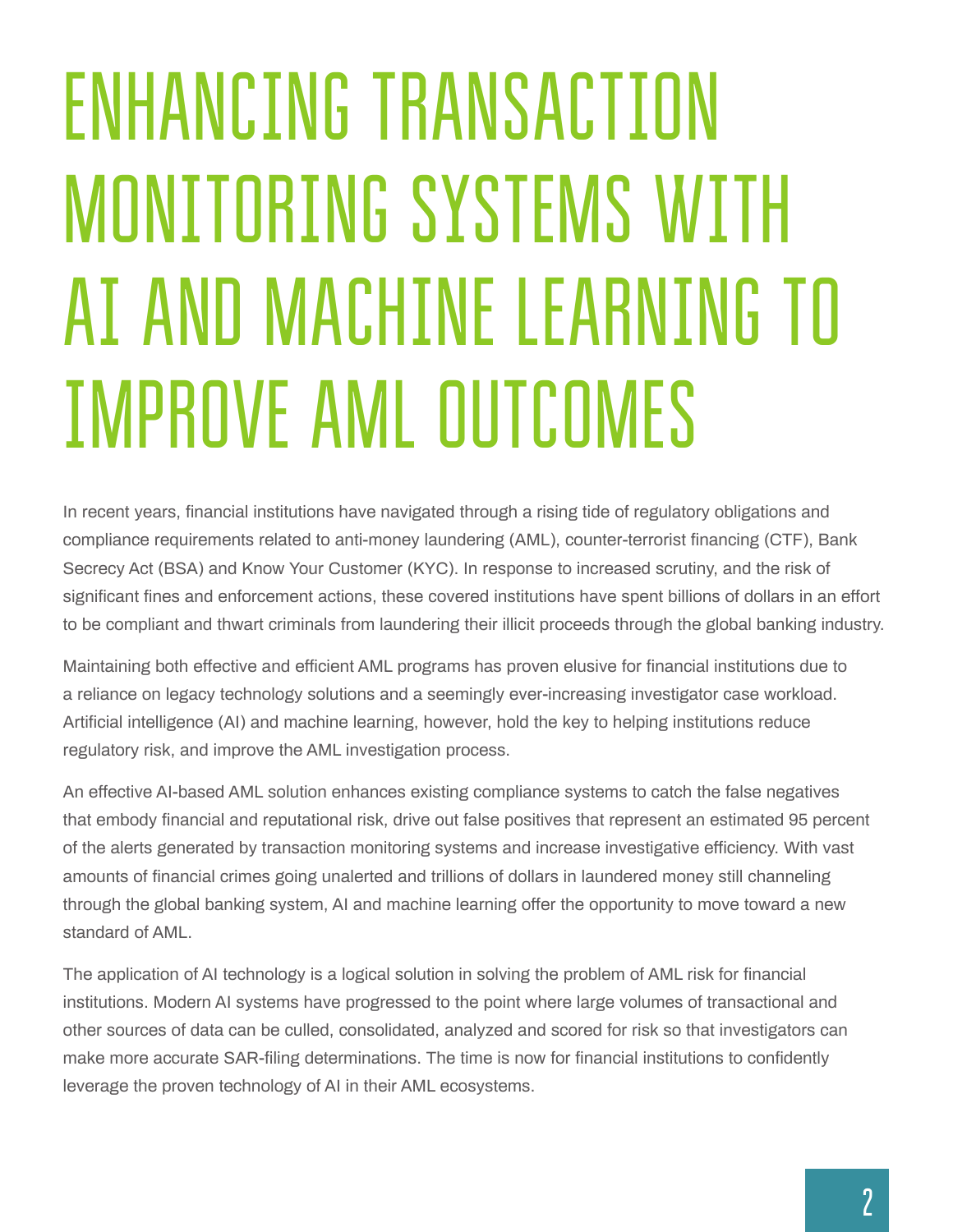# ENHANCING TRANSACTION MONITORING SYSTEMS WITH AI AND MACHINE LEARNING TO IMPROVE AML OUTCOMES

In recent years, financial institutions have navigated through a rising tide of regulatory obligations and compliance requirements related to anti-money laundering (AML), counter-terrorist financing (CTF), Bank Secrecy Act (BSA) and Know Your Customer (KYC). In response to increased scrutiny, and the risk of significant fines and enforcement actions, these covered institutions have spent billions of dollars in an effort to be compliant and thwart criminals from laundering their illicit proceeds through the global banking industry.

Maintaining both effective and efficient AML programs has proven elusive for financial institutions due to a reliance on legacy technology solutions and a seemingly ever-increasing investigator case workload. Artificial intelligence (AI) and machine learning, however, hold the key to helping institutions reduce regulatory risk, and improve the AML investigation process.

An effective AI-based AML solution enhances existing compliance systems to catch the false negatives that embody financial and reputational risk, drive out false positives that represent an estimated 95 percent of the alerts generated by transaction monitoring systems and increase investigative efficiency. With vast amounts of financial crimes going unalerted and trillions of dollars in laundered money still channeling through the global banking system, AI and machine learning offer the opportunity to move toward a new standard of AML.

The application of AI technology is a logical solution in solving the problem of AML risk for financial institutions. Modern AI systems have progressed to the point where large volumes of transactional and other sources of data can be culled, consolidated, analyzed and scored for risk so that investigators can make more accurate SAR-filing determinations. The time is now for financial institutions to confidently leverage the proven technology of AI in their AML ecosystems.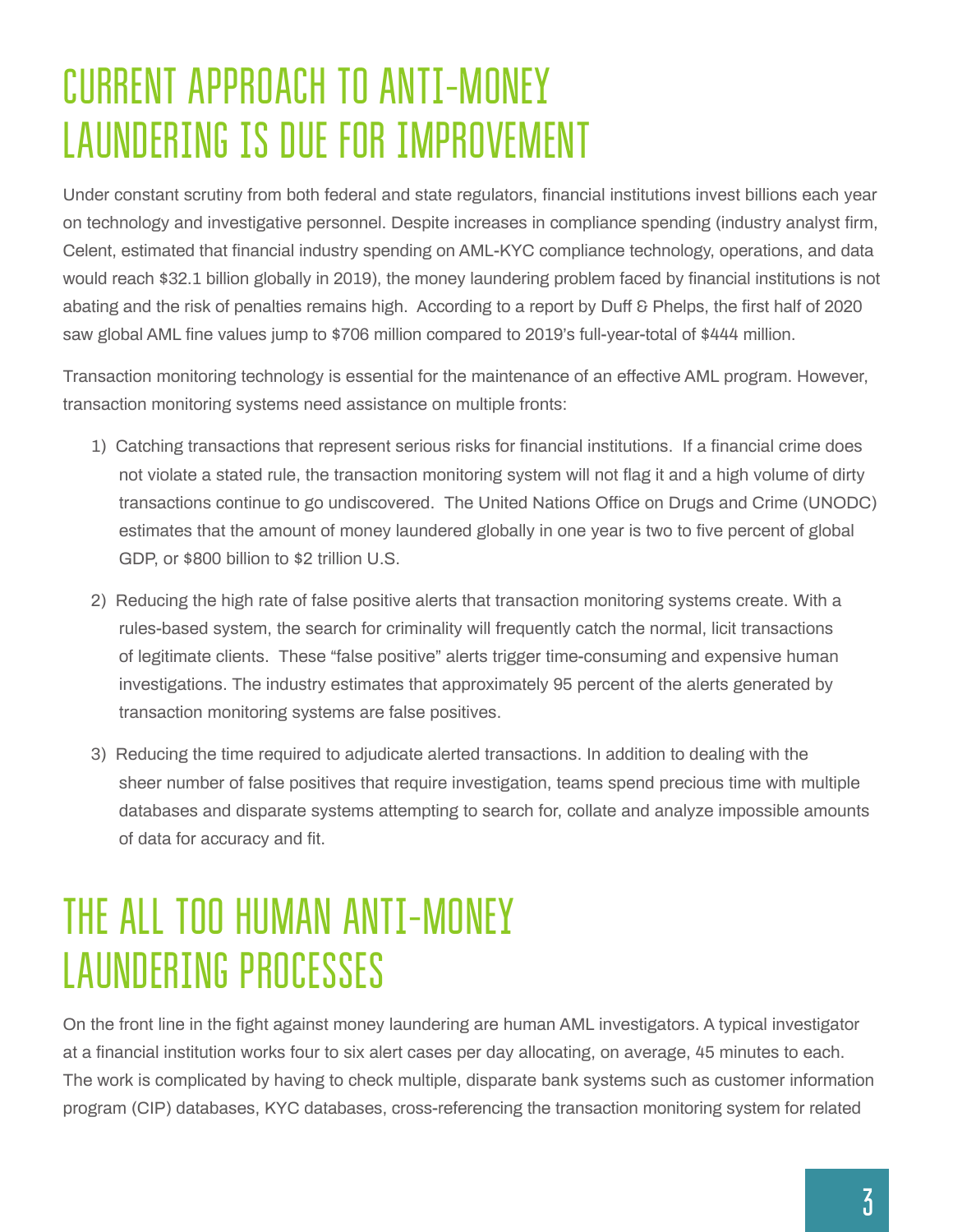# CURRENT APPROACH TO ANTI-MONEY LAUNDERING IS DUE FOR IMPROVEMENT

Under constant scrutiny from both federal and state regulators, financial institutions invest billions each year on technology and investigative personnel. Despite increases in compliance spending (industry analyst firm, Celent, estimated that financial industry spending on AML-KYC compliance technology, operations, and data would reach $32.1 billion globally in 2019), the money laundering problem faced by financial institutions is not abating and the risk of penalties remains high. According to a report by Duff & Phelps, the first half of 2020 saw global AML fine values jump to $706 million compared to 2019's full-year-total of $444 million.

Transaction monitoring technology is essential for the maintenance of an effective AML program. However, transaction monitoring systems need assistance on multiple fronts:

1) Catching transactions that represent serious risks for financial institutions. If a financial crime does not violate a stated rule, the transaction monitoring system will not flag it and a high volume of dirty transactions continue to go undiscovered. The United Nations Office on Drugs and Crime (UNODC) estimates that the amount of money laundered globally in one year is two to five percent of global GDP, or $800 billion to $2 trillion U.S.

2) Reducing the high rate of false positive alerts that transaction monitoring systems create. With a rules-based system, the search for criminality will frequently catch the normal, licit transactions of legitimate clients. These "false positive" alerts trigger time-consuming and expensive human investigations. The industry estimates that approximately 95 percent of the alerts generated by transaction monitoring systems are false positives.

3) Reducing the time required to adjudicate alerted transactions. In addition to dealing with the sheer number of false positives that require investigation, teams spend precious time with multiple databases and disparate systems attempting to search for, collate and analyze impossible amounts of data for accuracy and fit.

# THE ALL TOO HUMAN ANTI-MONEY LAUNDERING PROCESSES

On the front line in the fight against money laundering are human AML investigators. A typical investigator at a financial institution works four to six alert cases per day allocating, on average, 45 minutes to each. The work is complicated by having to check multiple, disparate bank systems such as customer information program (CIP) databases, KYC databases, cross-referencing the transaction monitoring system for related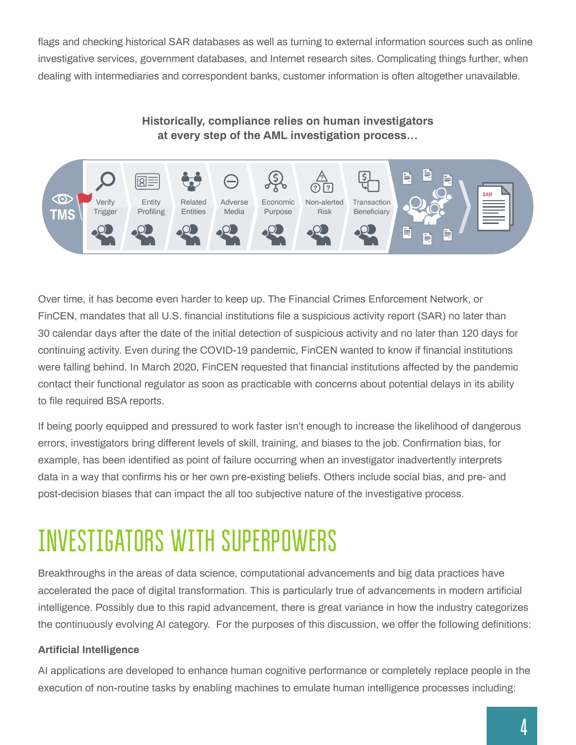flags and checking historical SAR databases as well as turning to external information sources such as online investigative services, government databases, and Internet research sites. Complicating things further, when dealing with intermediaries and correspondent banks, customer information is often altogether unavailable.

**Historically, compliance relies on human investigators at every step of the AML investigation process…**

TMS → Verify Trigger → Entity Profiling → Related Entities → Adverse Media → Economic Purpose → Non-alerted Risk → Transaction Beneficiary → SAR

Over time, it has become even harder to keep up. The Financial Crimes Enforcement Network, or FinCEN, mandates that all U.S. financial institutions file a suspicious activity report (SAR) no later than 30 calendar days after the date of the initial detection of suspicious activity and no later than 120 days for continuing activity. Even during the COVID-19 pandemic, FinCEN wanted to know if financial institutions were falling behind. In March 2020, FinCEN requested that financial institutions affected by the pandemic contact their functional regulator as soon as practicable with concerns about potential delays in its ability to file required BSA reports.

If being poorly equipped and pressured to work faster isn't enough to increase the likelihood of dangerous errors, investigators bring different levels of skill, training, and biases to the job. Confirmation bias, for example, has been identified as point of failure occurring when an investigator inadvertently interprets data in a way that confirms his or her own pre-existing beliefs. Others include social bias, and pre- and post-decision biases that can impact the all too subjective nature of the investigative process.

# INVESTIGATORS WITH SUPERPOWERS

Breakthroughs in the areas of data science, computational advancements and big data practices have accelerated the pace of digital transformation. This is particularly true of advancements in modern artificial intelligence. Possibly due to this rapid advancement, there is great variance in how the industry categorizes the continuously evolving AI category. For the purposes of this discussion, we offer the following definitions:

**Artificial Intelligence**

AI applications are developed to enhance human cognitive performance or completely replace people in the execution of non-routine tasks by enabling machines to emulate human intelligence processes including: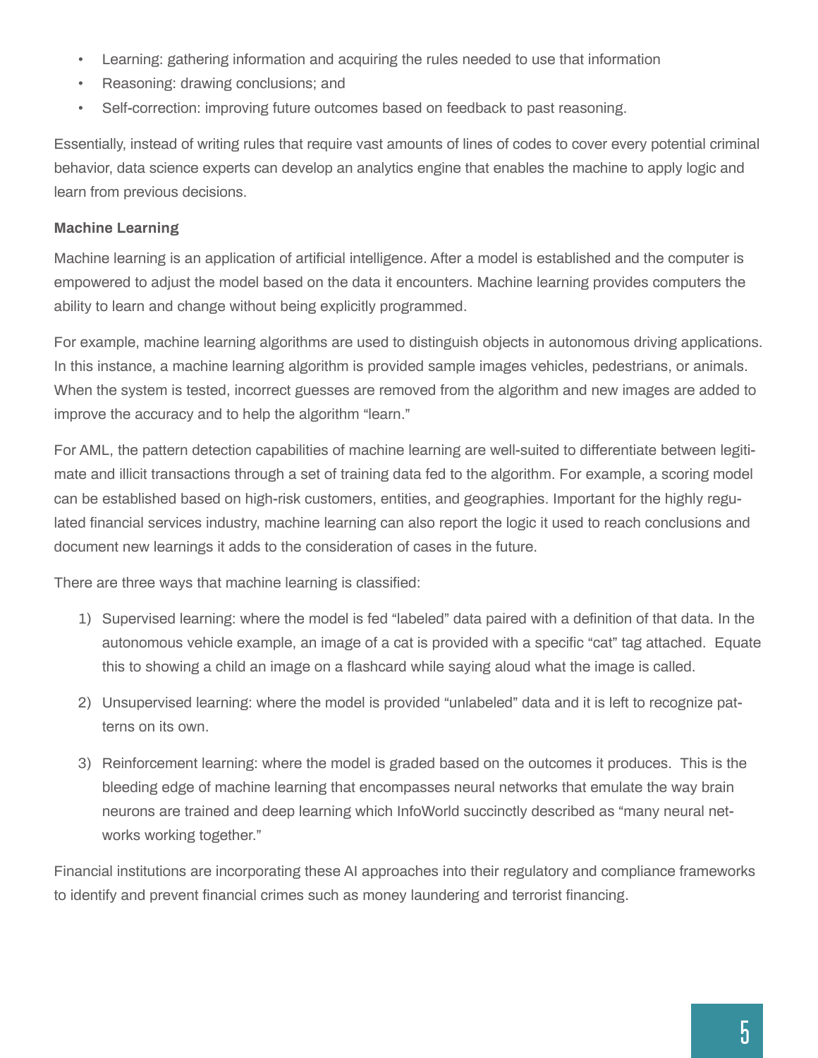- Learning: gathering information and acquiring the rules needed to use that information
- Reasoning: drawing conclusions; and
- Self-correction: improving future outcomes based on feedback to past reasoning.

Essentially, instead of writing rules that require vast amounts of lines of codes to cover every potential criminal behavior, data science experts can develop an analytics engine that enables the machine to apply logic and learn from previous decisions.

**Machine Learning**

Machine learning is an application of artificial intelligence. After a model is established and the computer is empowered to adjust the model based on the data it encounters. Machine learning provides computers the ability to learn and change without being explicitly programmed.

For example, machine learning algorithms are used to distinguish objects in autonomous driving applications. In this instance, a machine learning algorithm is provided sample images vehicles, pedestrians, or animals. When the system is tested, incorrect guesses are removed from the algorithm and new images are added to improve the accuracy and to help the algorithm "learn."

For AML, the pattern detection capabilities of machine learning are well-suited to differentiate between legitimate and illicit transactions through a set of training data fed to the algorithm. For example, a scoring model can be established based on high-risk customers, entities, and geographies. Important for the highly regulated financial services industry, machine learning can also report the logic it used to reach conclusions and document new learnings it adds to the consideration of cases in the future.

There are three ways that machine learning is classified:

1) Supervised learning: where the model is fed "labeled" data paired with a definition of that data. In the autonomous vehicle example, an image of a cat is provided with a specific "cat" tag attached. Equate this to showing a child an image on a flashcard while saying aloud what the image is called.

2) Unsupervised learning: where the model is provided "unlabeled" data and it is left to recognize patterns on its own.

3) Reinforcement learning: where the model is graded based on the outcomes it produces. This is the bleeding edge of machine learning that encompasses neural networks that emulate the way brain neurons are trained and deep learning which InfoWorld succinctly described as "many neural networks working together."

Financial institutions are incorporating these AI approaches into their regulatory and compliance frameworks to identify and prevent financial crimes such as money laundering and terrorist financing.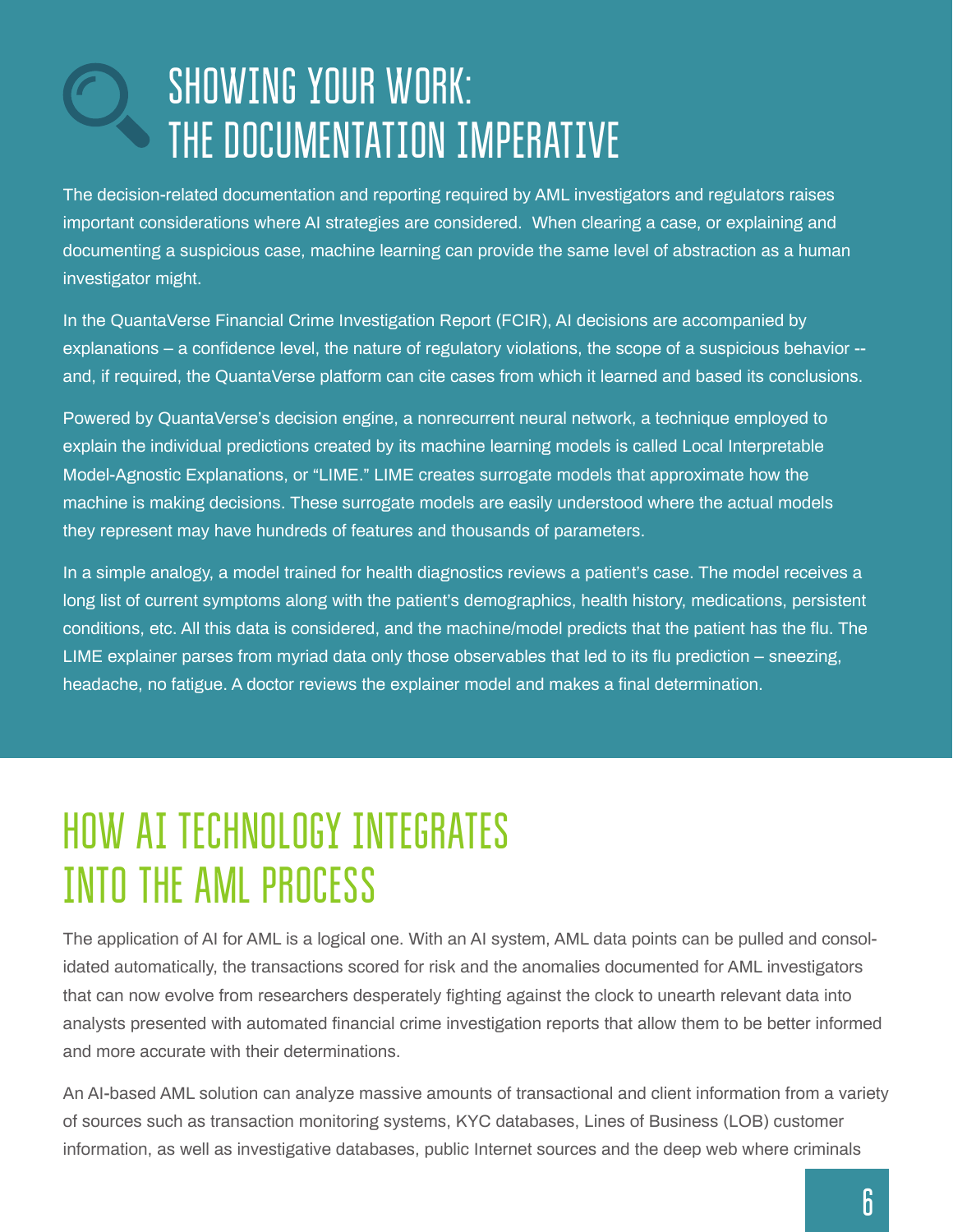# SHOWING YOUR WORK: THE DOCUMENTATION IMPERATIVE

The decision-related documentation and reporting required by AML investigators and regulators raises important considerations where AI strategies are considered. When clearing a case, or explaining and documenting a suspicious case, machine learning can provide the same level of abstraction as a human investigator might.

In the QuantaVerse Financial Crime Investigation Report (FCIR), AI decisions are accompanied by explanations – a confidence level, the nature of regulatory violations, the scope of a suspicious behavior -- and, if required, the QuantaVerse platform can cite cases from which it learned and based its conclusions.

Powered by QuantaVerse's decision engine, a nonrecurrent neural network, a technique employed to explain the individual predictions created by its machine learning models is called Local Interpretable Model-Agnostic Explanations, or "LIME." LIME creates surrogate models that approximate how the machine is making decisions. These surrogate models are easily understood where the actual models they represent may have hundreds of features and thousands of parameters.

In a simple analogy, a model trained for health diagnostics reviews a patient's case. The model receives a long list of current symptoms along with the patient's demographics, health history, medications, persistent conditions, etc. All this data is considered, and the machine/model predicts that the patient has the flu. The LIME explainer parses from myriad data only those observables that led to its flu prediction – sneezing, headache, no fatigue. A doctor reviews the explainer model and makes a final determination.

# HOW AI TECHNOLOGY INTEGRATES INTO THE AML PROCESS

The application of AI for AML is a logical one. With an AI system, AML data points can be pulled and consolidated automatically, the transactions scored for risk and the anomalies documented for AML investigators that can now evolve from researchers desperately fighting against the clock to unearth relevant data into analysts presented with automated financial crime investigation reports that allow them to be better informed and more accurate with their determinations.

An AI-based AML solution can analyze massive amounts of transactional and client information from a variety of sources such as transaction monitoring systems, KYC databases, Lines of Business (LOB) customer information, as well as investigative databases, public Internet sources and the deep web where criminals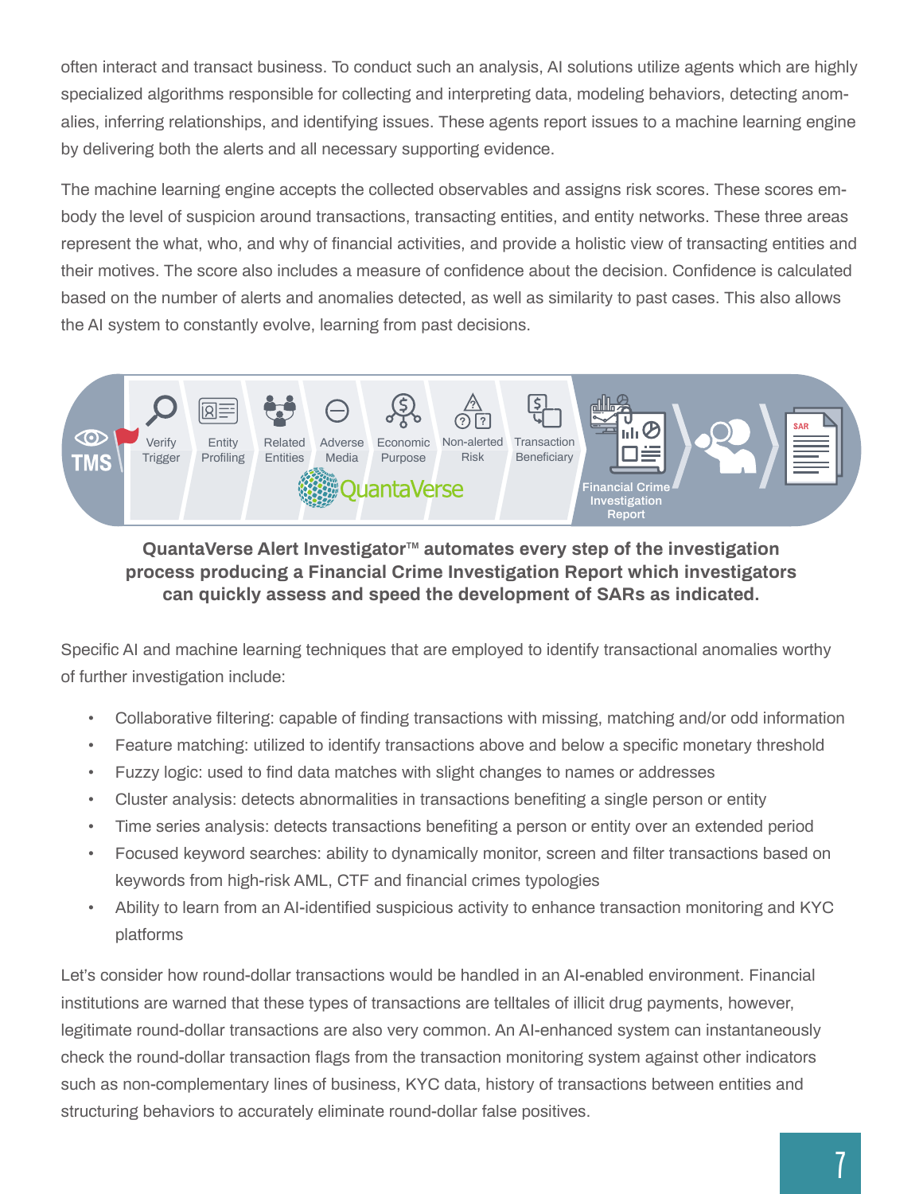often interact and transact business. To conduct such an analysis, AI solutions utilize agents which are highly specialized algorithms responsible for collecting and interpreting data, modeling behaviors, detecting anomalies, inferring relationships, and identifying issues. These agents report issues to a machine learning engine by delivering both the alerts and all necessary supporting evidence.

The machine learning engine accepts the collected observables and assigns risk scores. These scores embody the level of suspicion around transactions, transacting entities, and entity networks. These three areas represent the what, who, and why of financial activities, and provide a holistic view of transacting entities and their motives. The score also includes a measure of confidence about the decision. Confidence is calculated based on the number of alerts and anomalies detected, as well as similarity to past cases. This also allows the AI system to constantly evolve, learning from past decisions.

TMS | Verify Trigger | Entity Profiling | Related Entities | Adverse Media | Economic Purpose | Non-alerted Risk | Transaction Beneficiary | QuantaVerse | Financial Crime Investigation Report | SAR

**QuantaVerse Alert Investigator™ automates every step of the investigation process producing a Financial Crime Investigation Report which investigators can quickly assess and speed the development of SARs as indicated.**

Specific AI and machine learning techniques that are employed to identify transactional anomalies worthy of further investigation include:

- Collaborative filtering: capable of finding transactions with missing, matching and/or odd information
- Feature matching: utilized to identify transactions above and below a specific monetary threshold
- Fuzzy logic: used to find data matches with slight changes to names or addresses
- Cluster analysis: detects abnormalities in transactions benefiting a single person or entity
- Time series analysis: detects transactions benefiting a person or entity over an extended period
- Focused keyword searches: ability to dynamically monitor, screen and filter transactions based on keywords from high-risk AML, CTF and financial crimes typologies
- Ability to learn from an AI-identified suspicious activity to enhance transaction monitoring and KYC platforms

Let's consider how round-dollar transactions would be handled in an AI-enabled environment. Financial institutions are warned that these types of transactions are telltales of illicit drug payments, however, legitimate round-dollar transactions are also very common. An AI-enhanced system can instantaneously check the round-dollar transaction flags from the transaction monitoring system against other indicators such as non-complementary lines of business, KYC data, history of transactions between entities and structuring behaviors to accurately eliminate round-dollar false positives.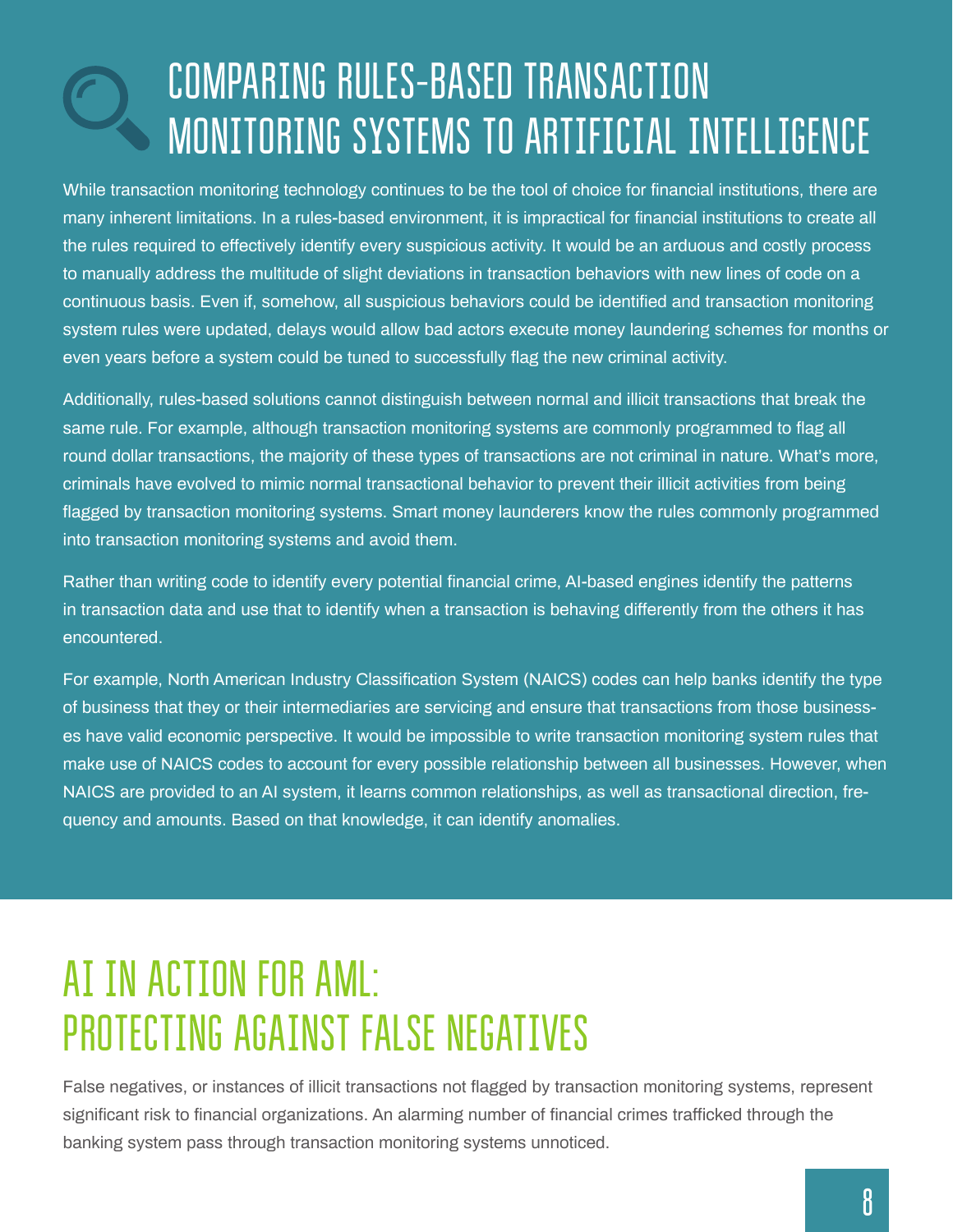# COMPARING RULES-BASED TRANSACTION MONITORING SYSTEMS TO ARTIFICIAL INTELLIGENCE

While transaction monitoring technology continues to be the tool of choice for financial institutions, there are many inherent limitations. In a rules-based environment, it is impractical for financial institutions to create all the rules required to effectively identify every suspicious activity. It would be an arduous and costly process to manually address the multitude of slight deviations in transaction behaviors with new lines of code on a continuous basis. Even if, somehow, all suspicious behaviors could be identified and transaction monitoring system rules were updated, delays would allow bad actors execute money laundering schemes for months or even years before a system could be tuned to successfully flag the new criminal activity.

Additionally, rules-based solutions cannot distinguish between normal and illicit transactions that break the same rule. For example, although transaction monitoring systems are commonly programmed to flag all round dollar transactions, the majority of these types of transactions are not criminal in nature. What's more, criminals have evolved to mimic normal transactional behavior to prevent their illicit activities from being flagged by transaction monitoring systems. Smart money launderers know the rules commonly programmed into transaction monitoring systems and avoid them.

Rather than writing code to identify every potential financial crime, AI-based engines identify the patterns in transaction data and use that to identify when a transaction is behaving differently from the others it has encountered.

For example, North American Industry Classification System (NAICS) codes can help banks identify the type of business that they or their intermediaries are servicing and ensure that transactions from those businesses have valid economic perspective. It would be impossible to write transaction monitoring system rules that make use of NAICS codes to account for every possible relationship between all businesses. However, when NAICS are provided to an AI system, it learns common relationships, as well as transactional direction, frequency and amounts. Based on that knowledge, it can identify anomalies.

# AI IN ACTION FOR AML: PROTECTING AGAINST FALSE NEGATIVES

False negatives, or instances of illicit transactions not flagged by transaction monitoring systems, represent significant risk to financial organizations. An alarming number of financial crimes trafficked through the banking system pass through transaction monitoring systems unnoticed.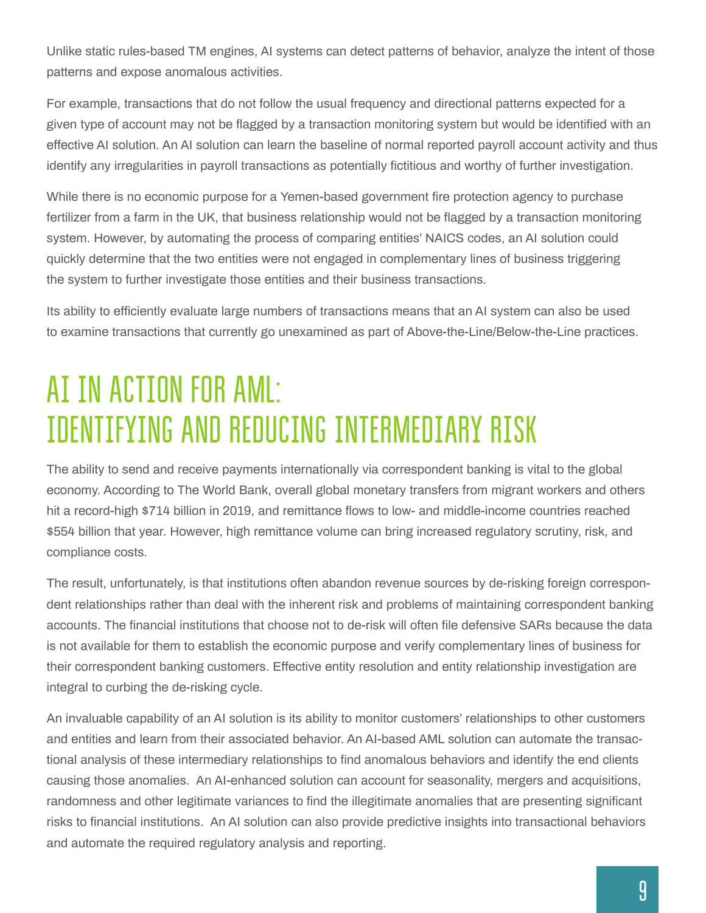Unlike static rules-based TM engines, AI systems can detect patterns of behavior, analyze the intent of those patterns and expose anomalous activities.

For example, transactions that do not follow the usual frequency and directional patterns expected for a given type of account may not be flagged by a transaction monitoring system but would be identified with an effective AI solution. An AI solution can learn the baseline of normal reported payroll account activity and thus identify any irregularities in payroll transactions as potentially fictitious and worthy of further investigation.

While there is no economic purpose for a Yemen-based government fire protection agency to purchase fertilizer from a farm in the UK, that business relationship would not be flagged by a transaction monitoring system. However, by automating the process of comparing entities' NAICS codes, an AI solution could quickly determine that the two entities were not engaged in complementary lines of business triggering the system to further investigate those entities and their business transactions.

Its ability to efficiently evaluate large numbers of transactions means that an AI system can also be used to examine transactions that currently go unexamined as part of Above-the-Line/Below-the-Line practices.

# AI IN ACTION FOR AML: IDENTIFYING AND REDUCING INTERMEDIARY RISK

The ability to send and receive payments internationally via correspondent banking is vital to the global economy. According to The World Bank, overall global monetary transfers from migrant workers and others hit a record-high $714 billion in 2019, and remittance flows to low- and middle-income countries reached $554 billion that year. However, high remittance volume can bring increased regulatory scrutiny, risk, and compliance costs.

The result, unfortunately, is that institutions often abandon revenue sources by de-risking foreign correspondent relationships rather than deal with the inherent risk and problems of maintaining correspondent banking accounts. The financial institutions that choose not to de-risk will often file defensive SARs because the data is not available for them to establish the economic purpose and verify complementary lines of business for their correspondent banking customers. Effective entity resolution and entity relationship investigation are integral to curbing the de-risking cycle.

An invaluable capability of an AI solution is its ability to monitor customers' relationships to other customers and entities and learn from their associated behavior. An AI-based AML solution can automate the transactional analysis of these intermediary relationships to find anomalous behaviors and identify the end clients causing those anomalies. An AI-enhanced solution can account for seasonality, mergers and acquisitions, randomness and other legitimate variances to find the illegitimate anomalies that are presenting significant risks to financial institutions. An AI solution can also provide predictive insights into transactional behaviors and automate the required regulatory analysis and reporting.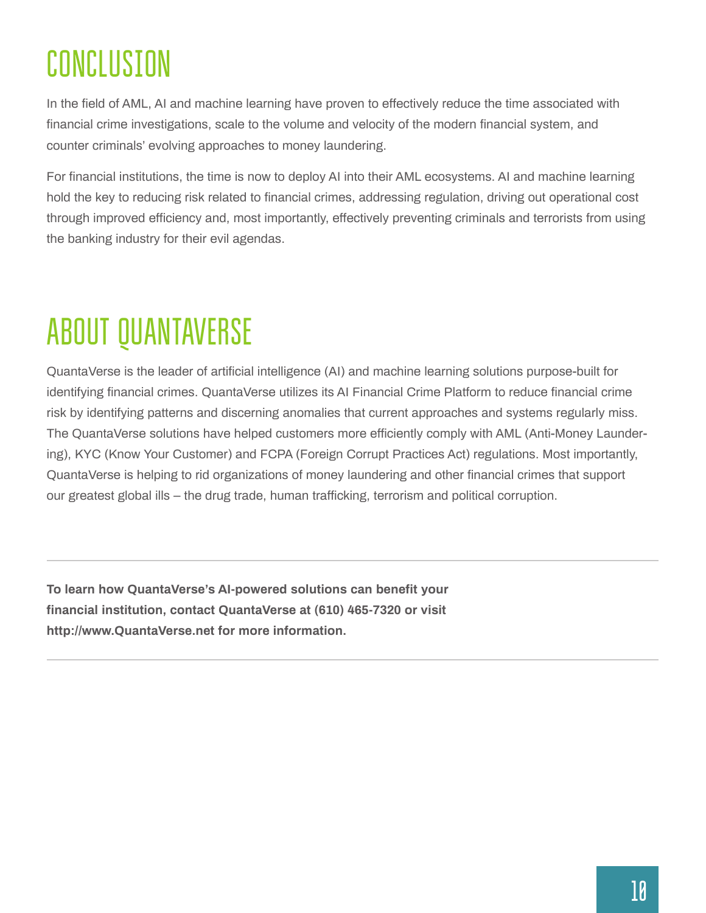# CONCLUSION

In the field of AML, AI and machine learning have proven to effectively reduce the time associated with financial crime investigations, scale to the volume and velocity of the modern financial system, and counter criminals' evolving approaches to money laundering.

For financial institutions, the time is now to deploy AI into their AML ecosystems. AI and machine learning hold the key to reducing risk related to financial crimes, addressing regulation, driving out operational cost through improved efficiency and, most importantly, effectively preventing criminals and terrorists from using the banking industry for their evil agendas.

# ABOUT QUANTAVERSE

QuantaVerse is the leader of artificial intelligence (AI) and machine learning solutions purpose-built for identifying financial crimes. QuantaVerse utilizes its AI Financial Crime Platform to reduce financial crime risk by identifying patterns and discerning anomalies that current approaches and systems regularly miss. The QuantaVerse solutions have helped customers more efficiently comply with AML (Anti-Money Laundering), KYC (Know Your Customer) and FCPA (Foreign Corrupt Practices Act) regulations. Most importantly, QuantaVerse is helping to rid organizations of money laundering and other financial crimes that support our greatest global ills – the drug trade, human trafficking, terrorism and political corruption.

---

**To learn how QuantaVerse's AI-powered solutions can benefit your financial institution, contact QuantaVerse at (610) 465-7320 or visit http://www.QuantaVerse.net for more information.**

---